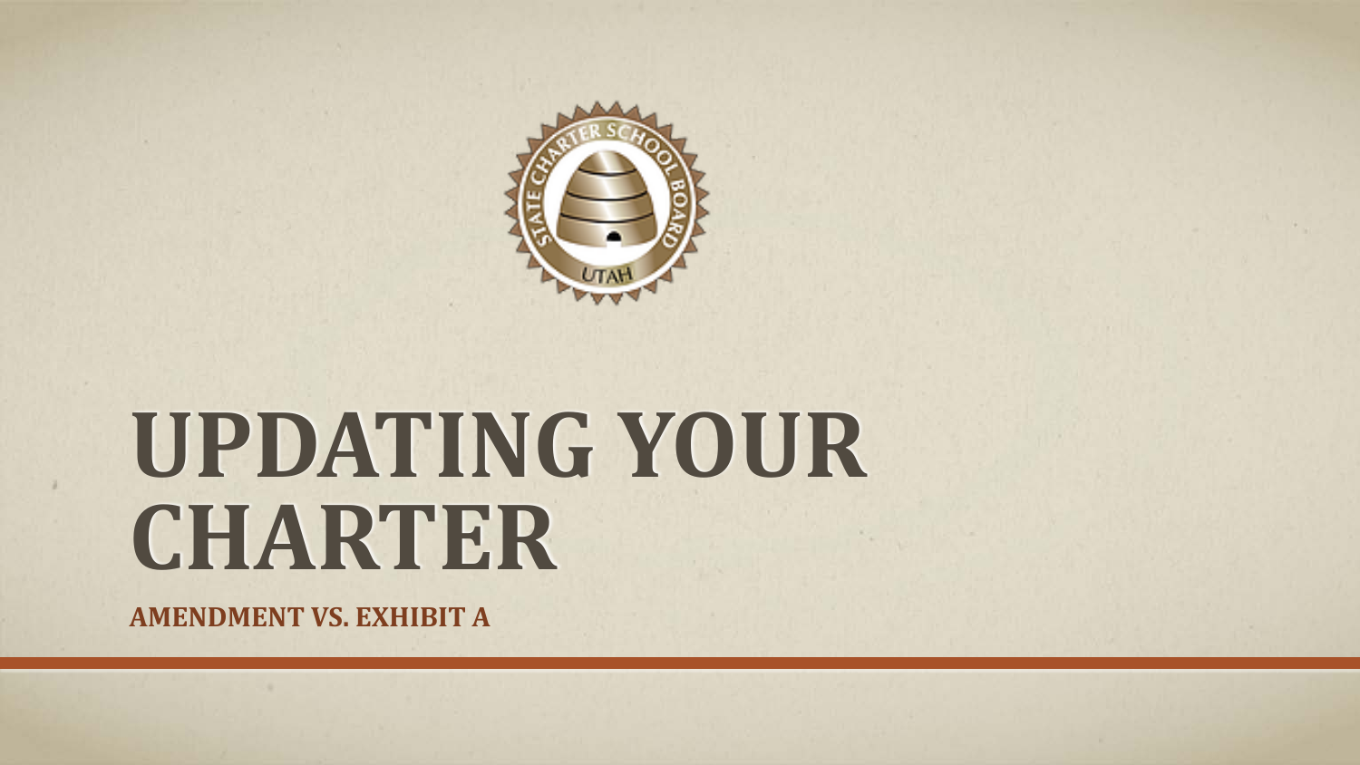# UPDATING YOUR CHARTER

**AMENDMENT VS. EXHIBIT A**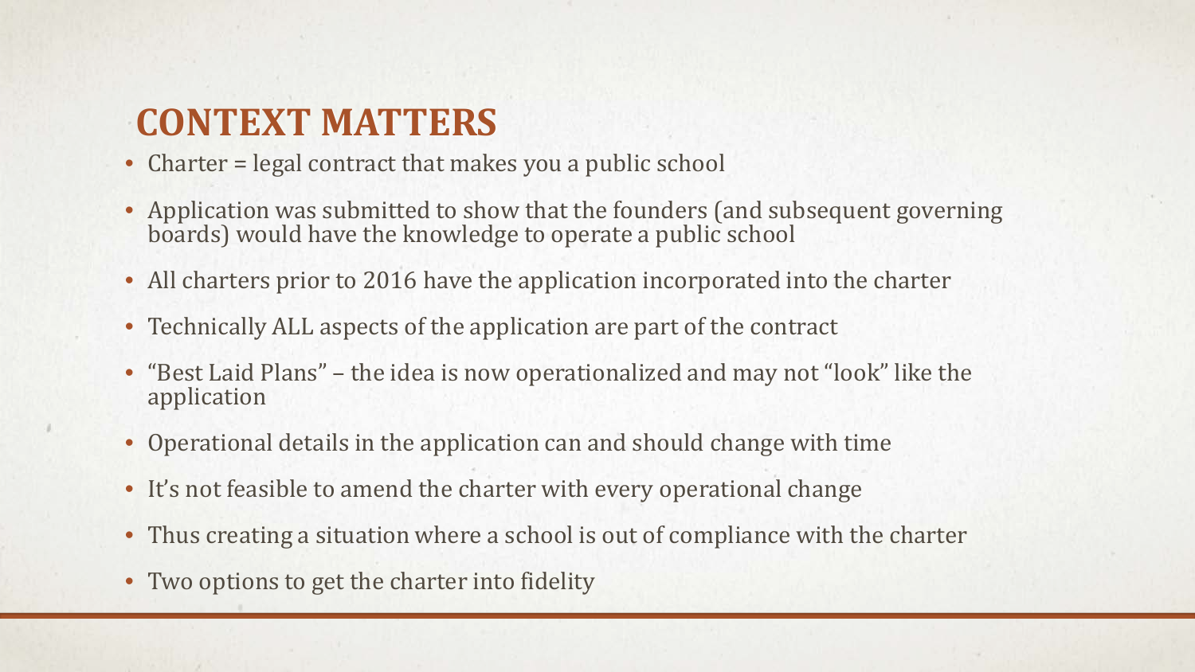## CONTEXT MATTERS

- Charter = legal contract that makes you a public school
- Application was submitted to show that the founders (and subsequent governing boards) would have the knowledge to operate a public school
- All charters prior to 2016 have the application incorporated into the charter
- Technically ALL aspects of the application are part of the contract
- "Best Laid Plans" – the idea is now operationalized and may not "look" like the application
- Operational details in the application can and should change with time
- It's not feasible to amend the charter with every operational change
- Thus creating a situation where a school is out of compliance with the charter
- Two options to get the charter into fidelity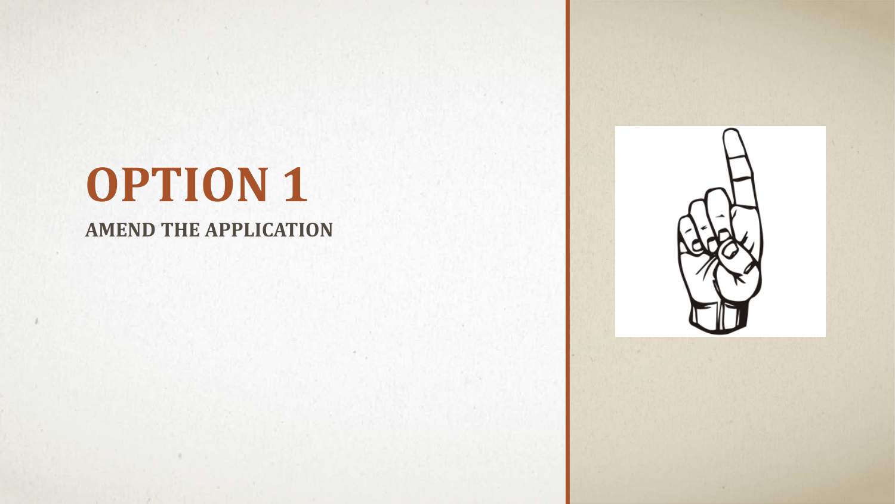# OPTION 1

## AMEND THE APPLICATION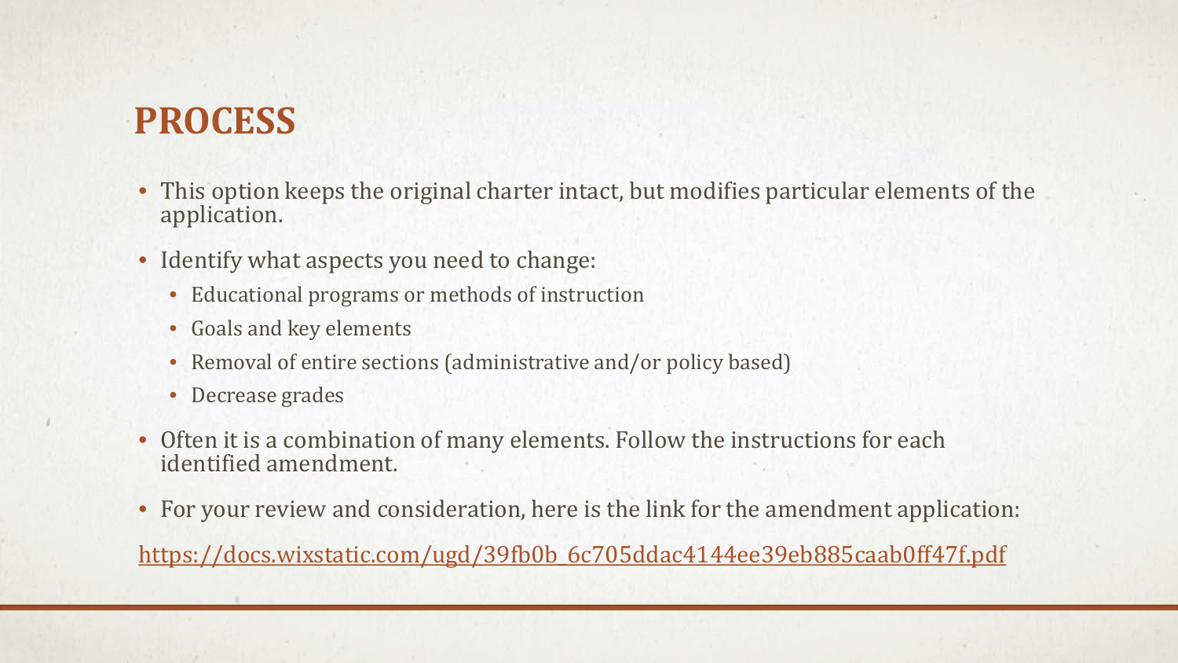# PROCESS

- This option keeps the original charter intact, but modifies particular elements of the application.
- Identify what aspects you need to change:
  - Educational programs or methods of instruction
  - Goals and key elements
  - Removal of entire sections (administrative and/or policy based)
  - Decrease grades
- Often it is a combination of many elements. Follow the instructions for each identified amendment.
- For your review and consideration, here is the link for the amendment application:

https://docs.wixstatic.com/ugd/39fb0b_6c705ddac4144ee39eb885caab0ff47f.pdf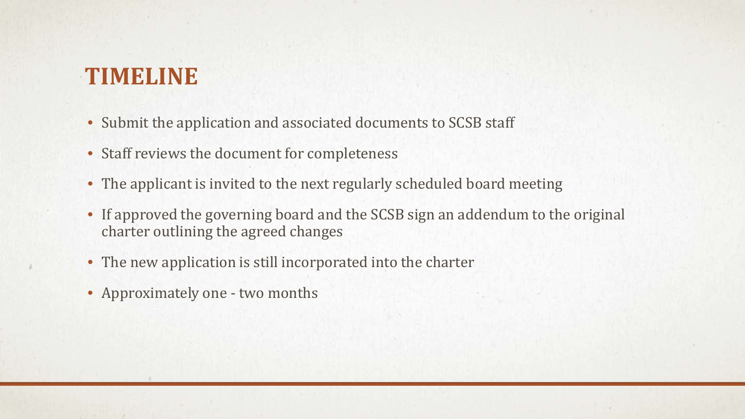# TIMELINE

- Submit the application and associated documents to SCSB staff
- Staff reviews the document for completeness
- The applicant is invited to the next regularly scheduled board meeting
- If approved the governing board and the SCSB sign an addendum to the original charter outlining the agreed changes
- The new application is still incorporated into the charter
- Approximately one - two months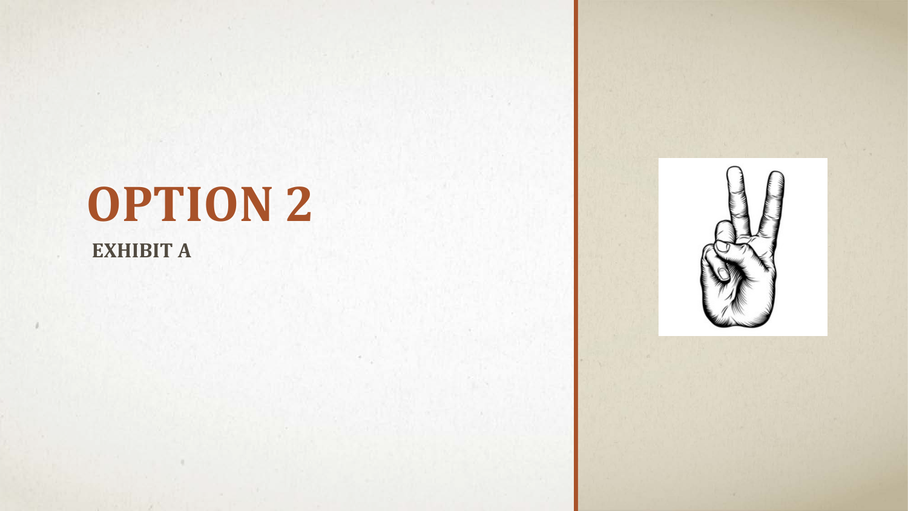# OPTION 2

**EXHIBIT A**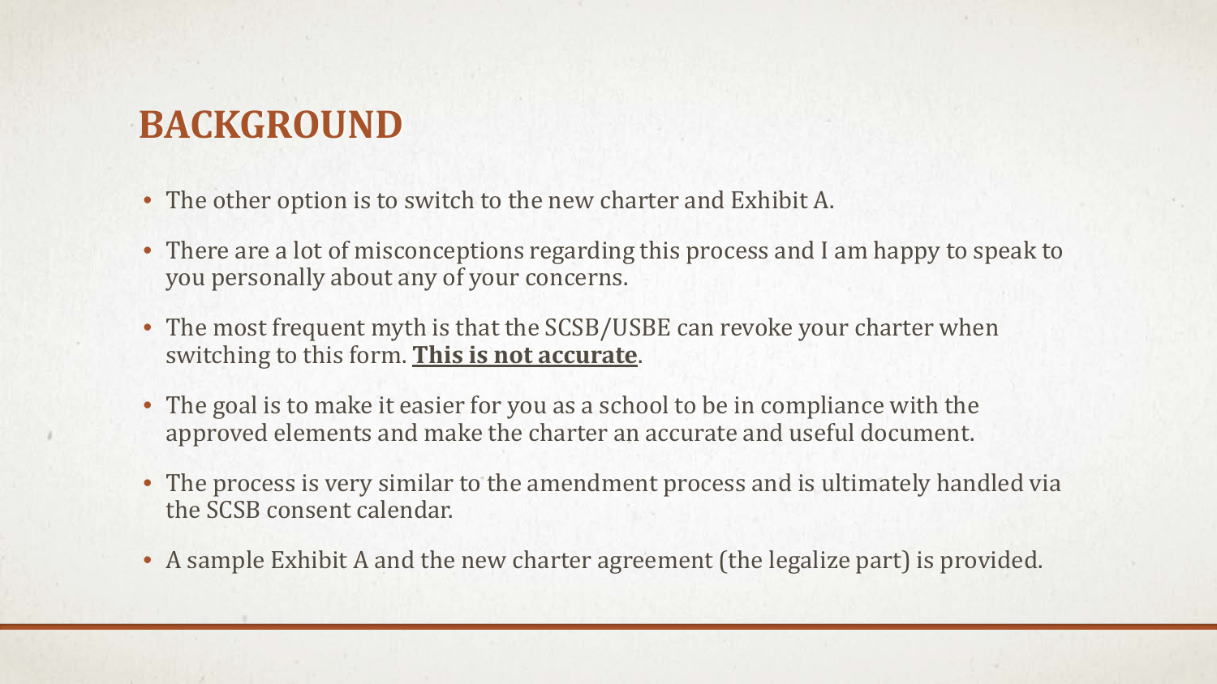# BACKGROUND

- The other option is to switch to the new charter and Exhibit A.
- There are a lot of misconceptions regarding this process and I am happy to speak to you personally about any of your concerns.
- The most frequent myth is that the SCSB/USBE can revoke your charter when switching to this form. **<u>This is not accurate</u>**.
- The goal is to make it easier for you as a school to be in compliance with the approved elements and make the charter an accurate and useful document.
- The process is very similar to the amendment process and is ultimately handled via the SCSB consent calendar.
- A sample Exhibit A and the new charter agreement (the legalize part) is provided.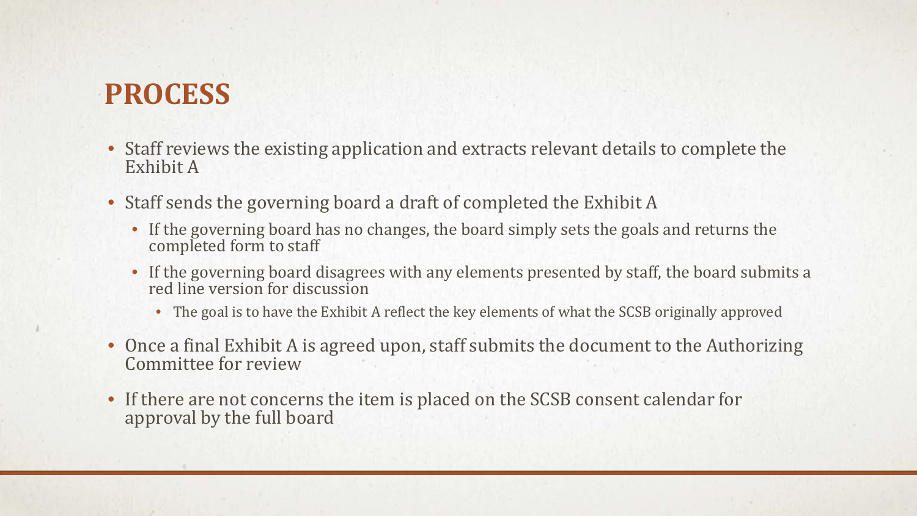# PROCESS

- Staff reviews the existing application and extracts relevant details to complete the Exhibit A
- Staff sends the governing board a draft of completed the Exhibit A
  - If the governing board has no changes, the board simply sets the goals and returns the completed form to staff
  - If the governing board disagrees with any elements presented by staff, the board submits a red line version for discussion
    - The goal is to have the Exhibit A reflect the key elements of what the SCSB originally approved
- Once a final Exhibit A is agreed upon, staff submits the document to the Authorizing Committee for review
- If there are not concerns the item is placed on the SCSB consent calendar for approval by the full board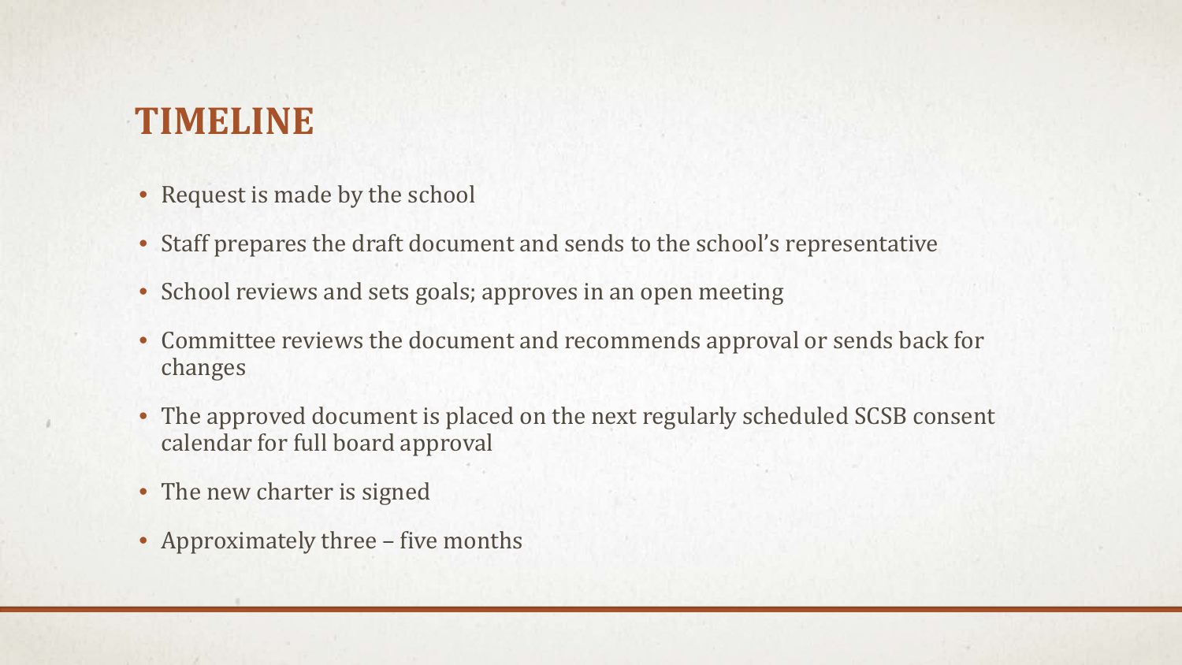# TIMELINE

- Request is made by the school
- Staff prepares the draft document and sends to the school's representative
- School reviews and sets goals; approves in an open meeting
- Committee reviews the document and recommends approval or sends back for changes
- The approved document is placed on the next regularly scheduled SCSB consent calendar for full board approval
- The new charter is signed
- Approximately three – five months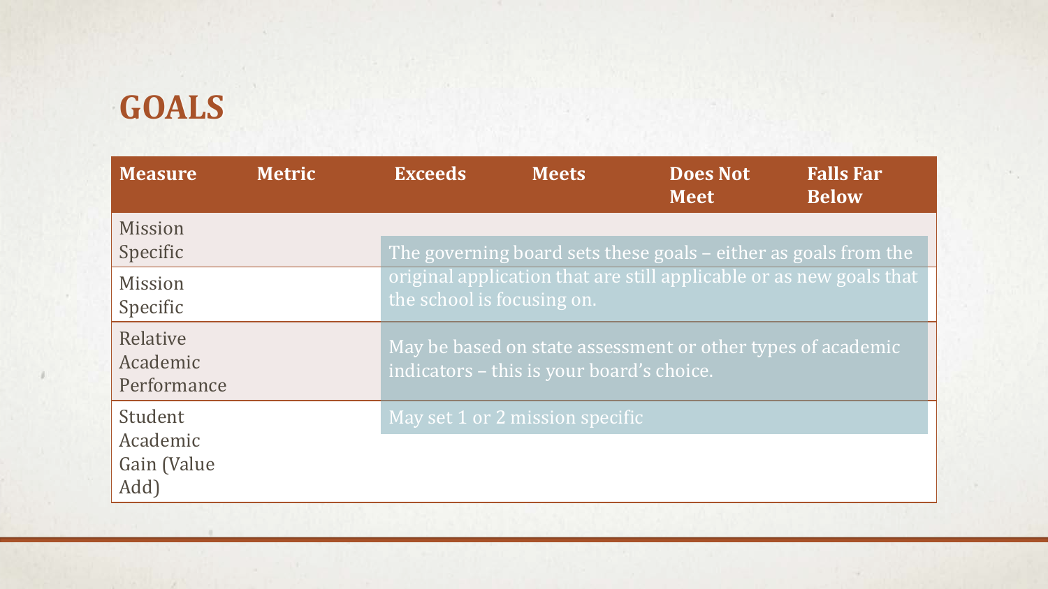# GOALS

| Measure | Metric | Exceeds | Meets | Does Not Meet | Falls Far Below |
|---|---|---|---|---|---|
| Mission Specific | | | | | |
| Mission Specific | | | | | |
| Relative Academic Performance | | | | | |
| Student Academic Gain (Value Add) | | | | | |

The governing board sets these goals – either as goals from the original application that are still applicable or as new goals that the school is focusing on.

May be based on state assessment or other types of academic indicators – this is your board's choice.

May set 1 or 2 mission specific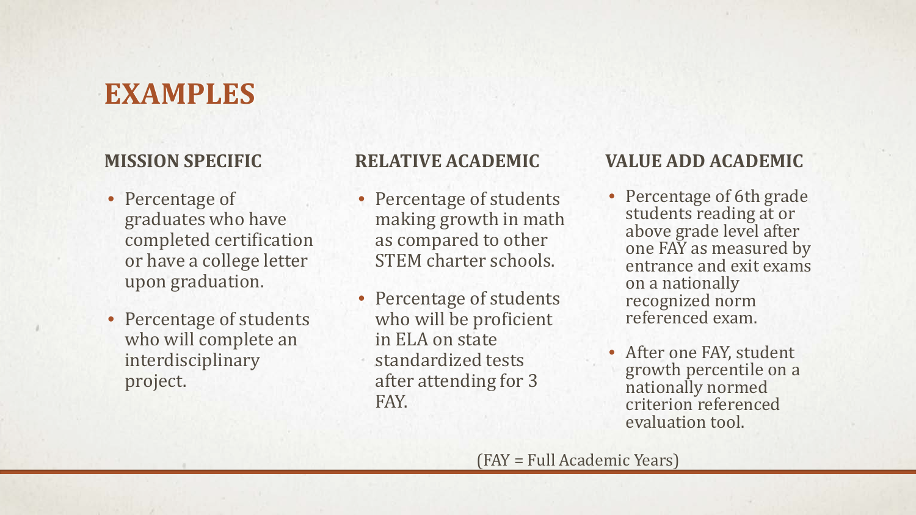# EXAMPLES

### MISSION SPECIFIC

- Percentage of graduates who have completed certification or have a college letter upon graduation.
- Percentage of students who will complete an interdisciplinary project.

### RELATIVE ACADEMIC

- Percentage of students making growth in math as compared to other STEM charter schools.
- Percentage of students who will be proficient in ELA on state standardized tests after attending for 3 FAY.

### VALUE ADD ACADEMIC

- Percentage of 6th grade students reading at or above grade level after one FAY as measured by entrance and exit exams on a nationally recognized norm referenced exam.
- After one FAY, student growth percentile on a nationally normed criterion referenced evaluation tool.

(FAY = Full Academic Years)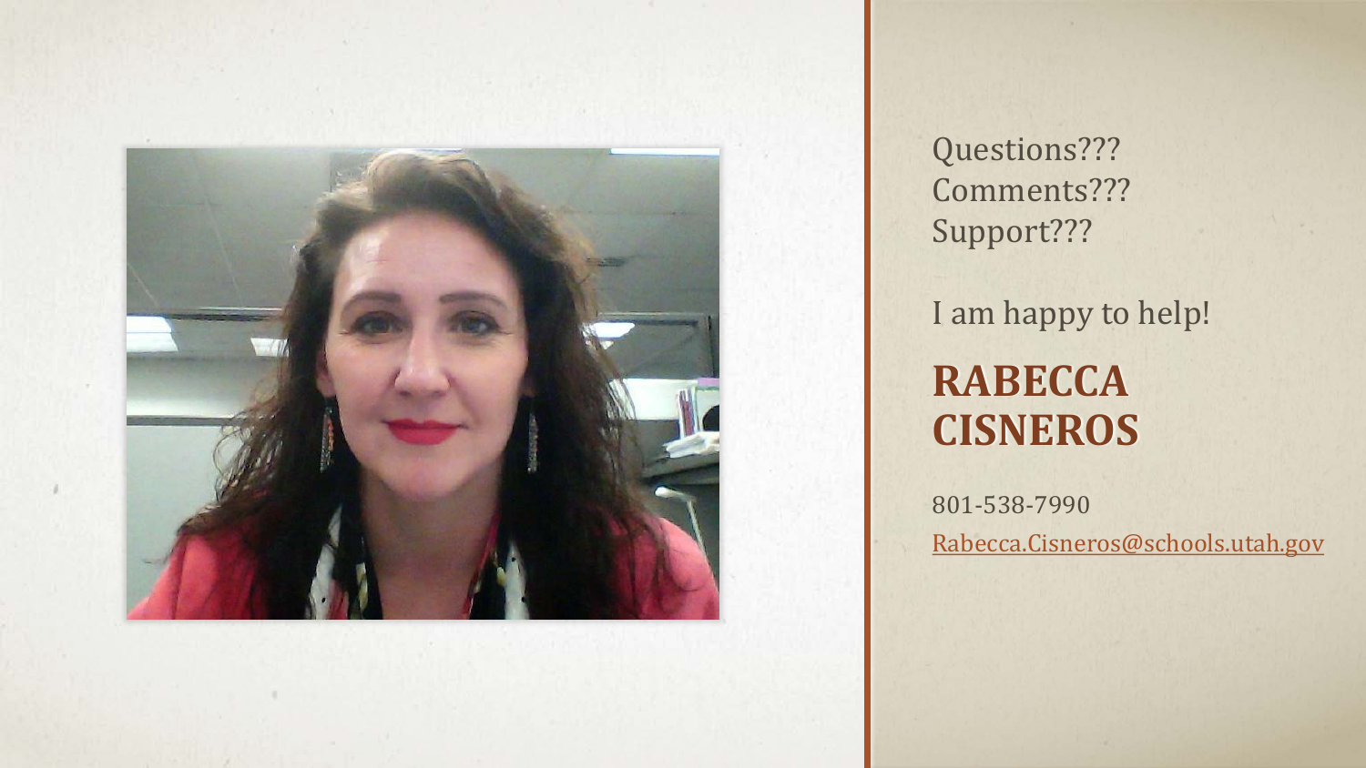Questions???
Comments???
Support???

I am happy to help!

# RABECCA CISNEROS

801-538-7990

Rabecca.Cisneros@schools.utah.gov